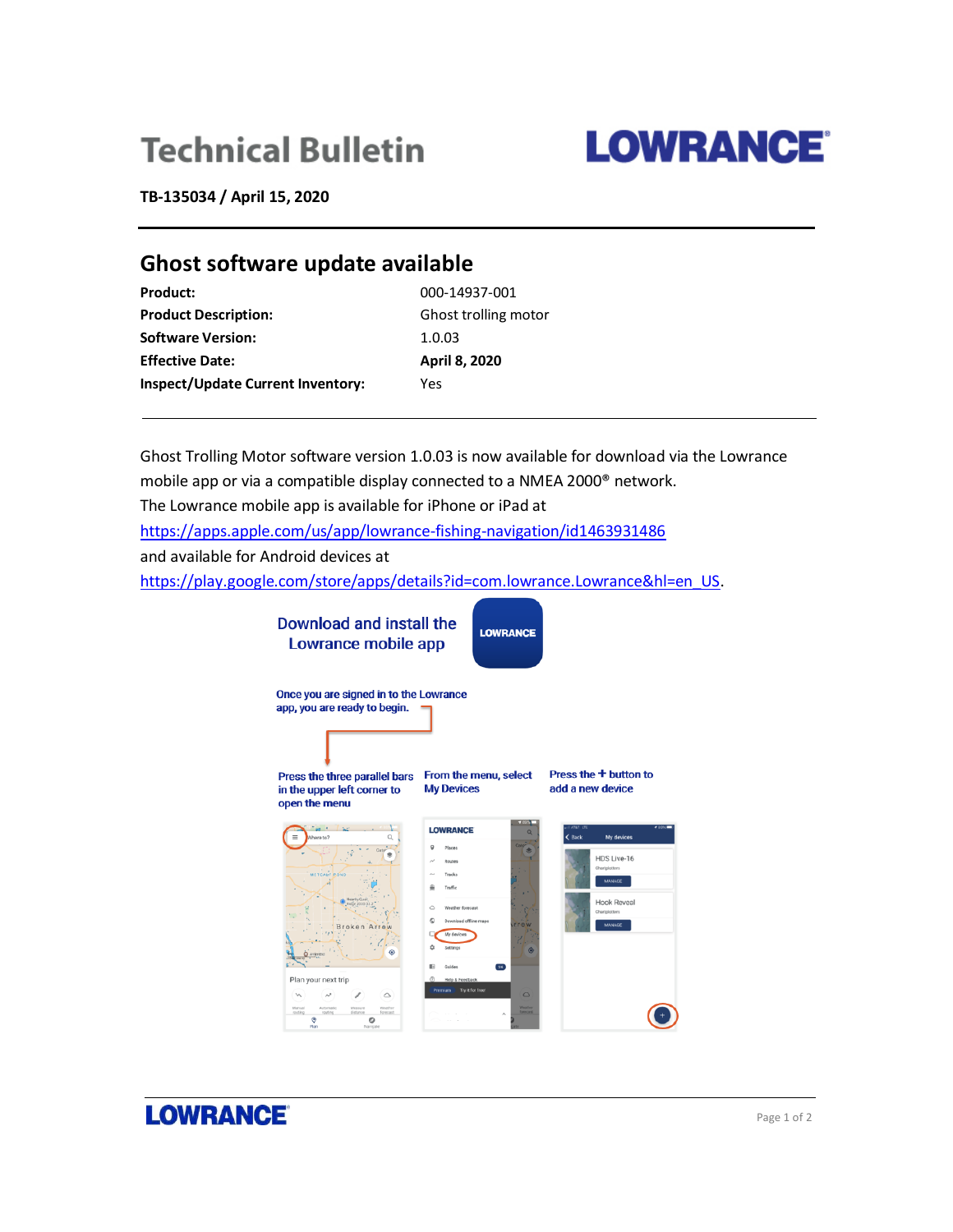# Technical Bulletin

**TB-135034 / April 15, 2020**

## Ghost software update available

| | |
|---|---|
| **Product:** | 000-14937-001 |
| **Product Description:** | Ghost trolling motor |
| **Software Version:** | 1.0.03 |
| **Effective Date:** | **April 8, 2020** |
| **Inspect/Update Current Inventory:** | Yes |

Ghost Trolling Motor software version 1.0.03 is now available for download via the Lowrance mobile app or via a compatible display connected to a NMEA 2000® network.
The Lowrance mobile app is available for iPhone or iPad at
https://apps.apple.com/us/app/lowrance-fishing-navigation/id1463931486
and available for Android devices at
https://play.google.com/store/apps/details?id=com.lowrance.Lowrance&hl=en_US.

Download and install the Lowrance mobile app

Once you are signed in to the Lowrance app, you are ready to begin.

Press the three parallel bars in the upper left corner to open the menu

From the menu, select My Devices

Press the + button to add a new device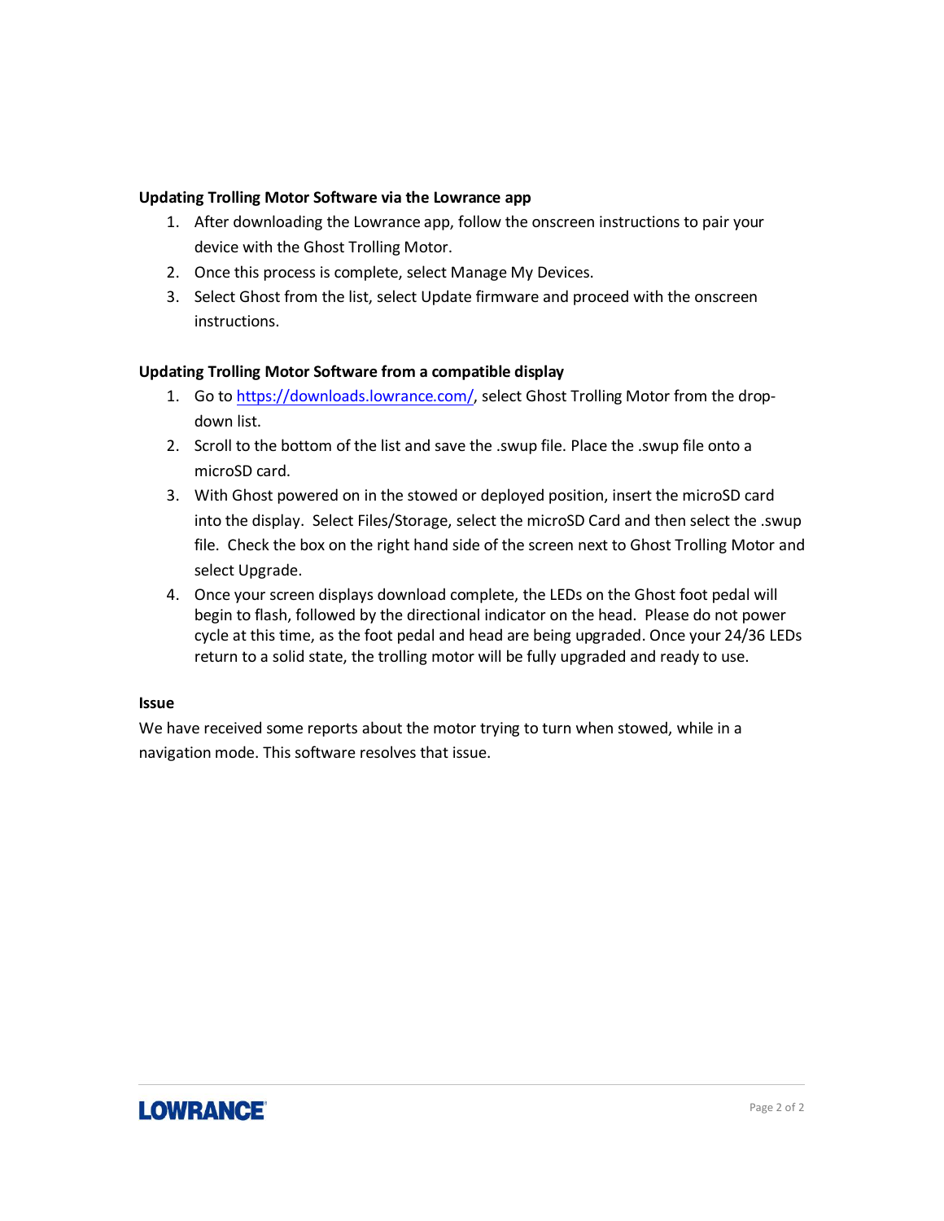**Updating Trolling Motor Software via the Lowrance app**

1. After downloading the Lowrance app, follow the onscreen instructions to pair your device with the Ghost Trolling Motor.
2. Once this process is complete, select Manage My Devices.
3. Select Ghost from the list, select Update firmware and proceed with the onscreen instructions.

**Updating Trolling Motor Software from a compatible display**

1. Go to https://downloads.lowrance.com/, select Ghost Trolling Motor from the drop-down list.
2. Scroll to the bottom of the list and save the .swup file. Place the .swup file onto a microSD card.
3. With Ghost powered on in the stowed or deployed position, insert the microSD card into the display. Select Files/Storage, select the microSD Card and then select the .swup file. Check the box on the right hand side of the screen next to Ghost Trolling Motor and select Upgrade.
4. Once your screen displays download complete, the LEDs on the Ghost foot pedal will begin to flash, followed by the directional indicator on the head. Please do not power cycle at this time, as the foot pedal and head are being upgraded. Once your 24/36 LEDs return to a solid state, the trolling motor will be fully upgraded and ready to use.

**Issue**

We have received some reports about the motor trying to turn when stowed, while in a navigation mode. This software resolves that issue.